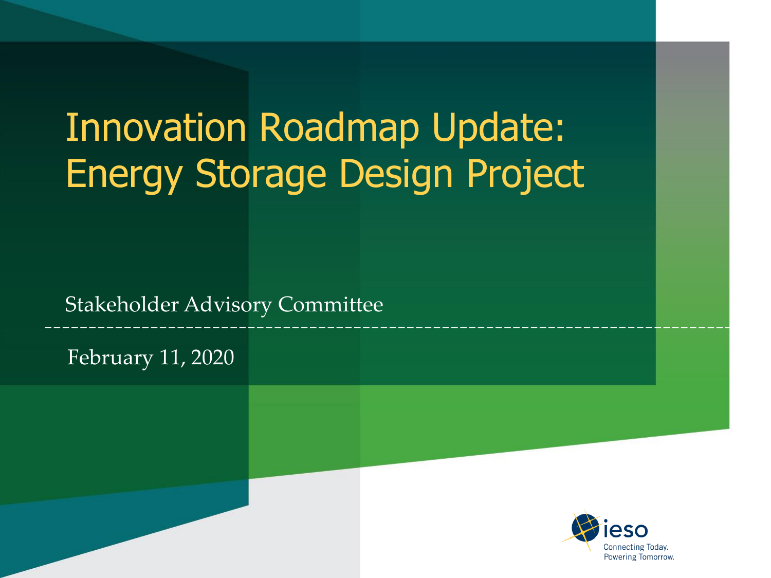# Innovation Roadmap Update: Energy Storage Design Project

Stakeholder Advisory Committee

February 11, 2020

ieso
Connecting Today.
Powering Tomorrow.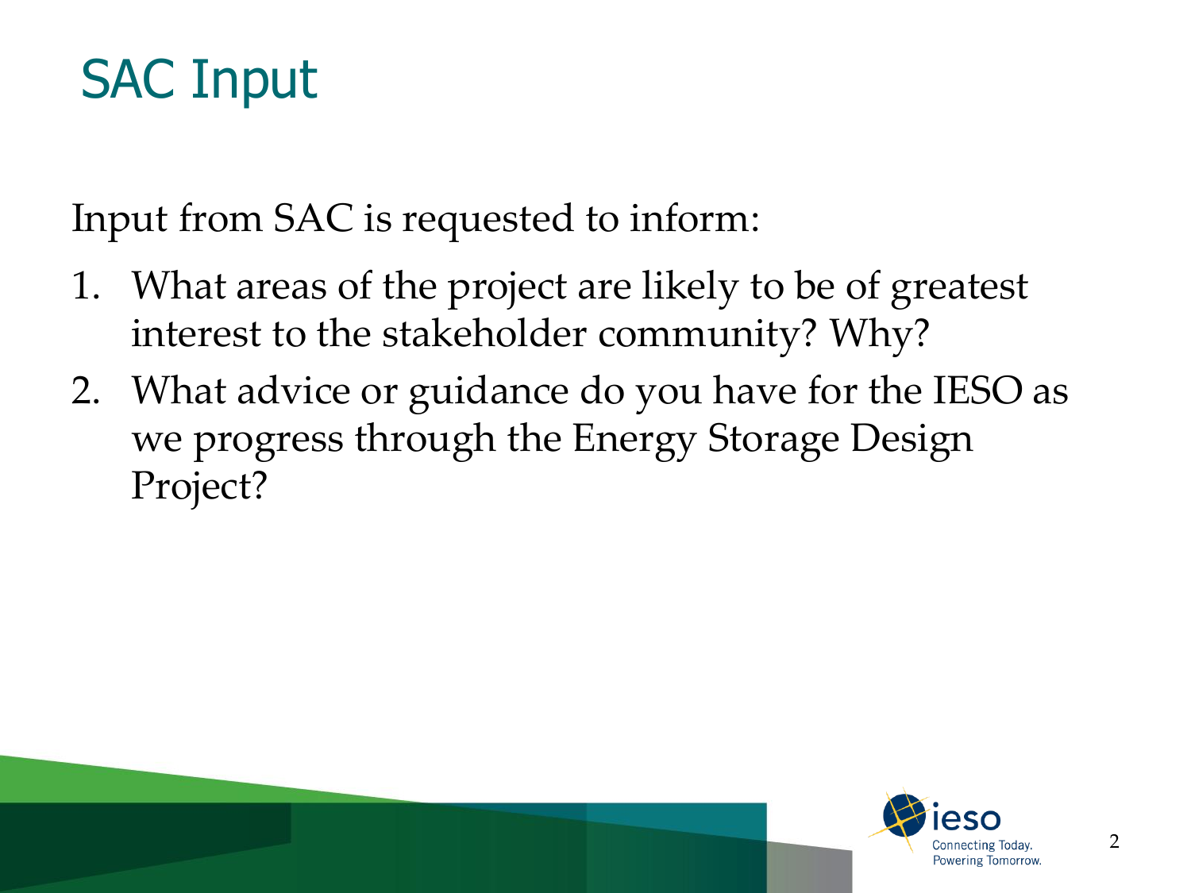# SAC Input

Input from SAC is requested to inform:

1. What areas of the project are likely to be of greatest interest to the stakeholder community? Why?
2. What advice or guidance do you have for the IESO as we progress through the Energy Storage Design Project?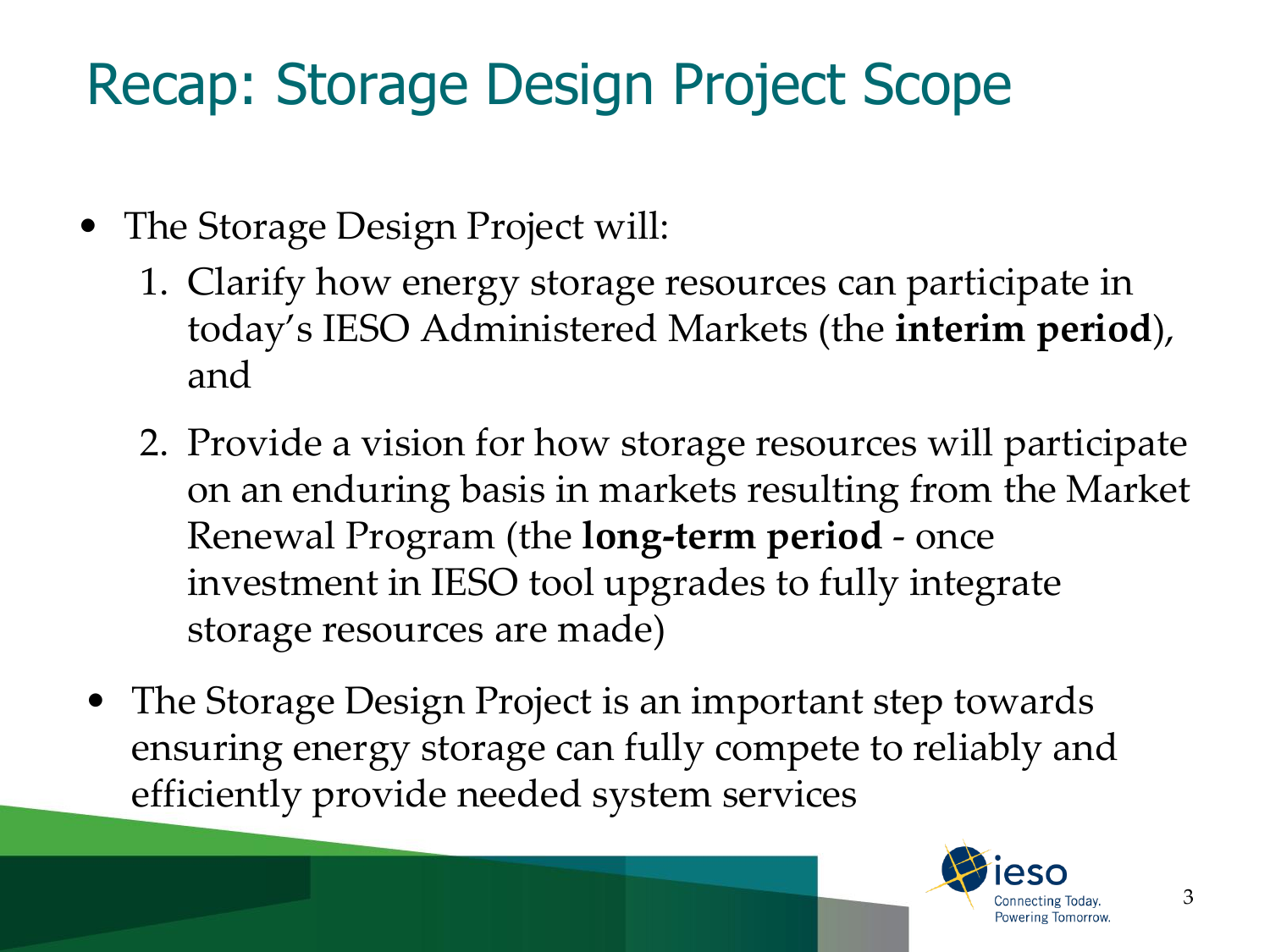# Recap: Storage Design Project Scope

- The Storage Design Project will:
  1. Clarify how energy storage resources can participate in today's IESO Administered Markets (the **interim period**), and
  2. Provide a vision for how storage resources will participate on an enduring basis in markets resulting from the Market Renewal Program (the **long-term period** - once investment in IESO tool upgrades to fully integrate storage resources are made)
- The Storage Design Project is an important step towards ensuring energy storage can fully compete to reliably and efficiently provide needed system services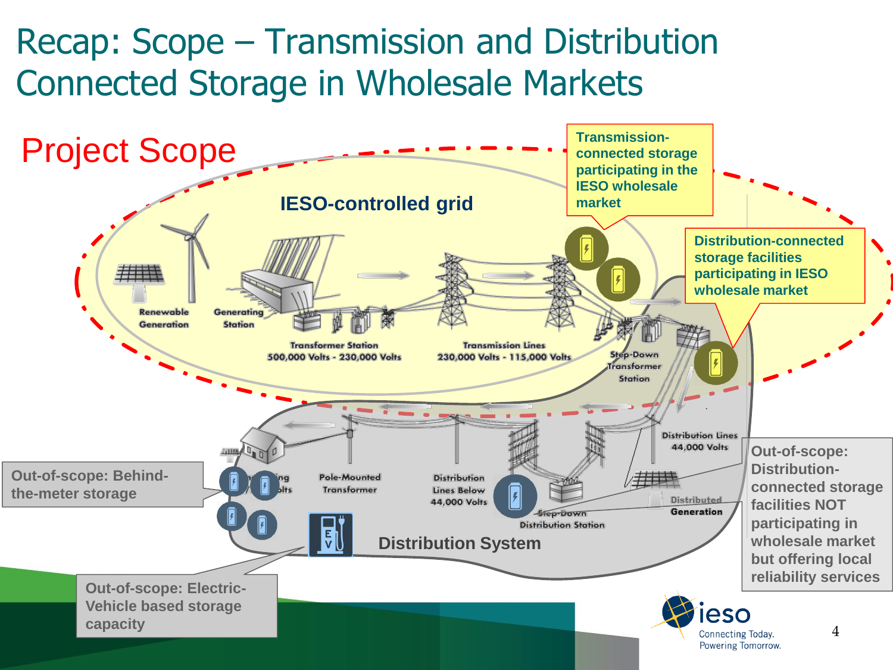# Recap: Scope – Transmission and Distribution Connected Storage in Wholesale Markets

## Project Scope

**IESO-controlled grid**

Transmission-connected storage participating in the IESO wholesale market

Distribution-connected storage facilities participating in IESO wholesale market

Renewable Generation

Generating Station

Transformer Station 500,000 Volts - 230,000 Volts

Transmission Lines 230,000 Volts - 115,000 Volts

Step-Down Transformer Station

Distribution Lines 44,000 Volts

Pole-Mounted Transformer

Distribution Lines Below 44,000 Volts

Step-Down Distribution Station

Distributed Generation

**Distribution System**

Out-of-scope: Behind-the-meter storage

Out-of-scope: Electric-Vehicle based storage capacity

Out-of-scope: Distribution-connected storage facilities NOT participating in wholesale market but offering local reliability services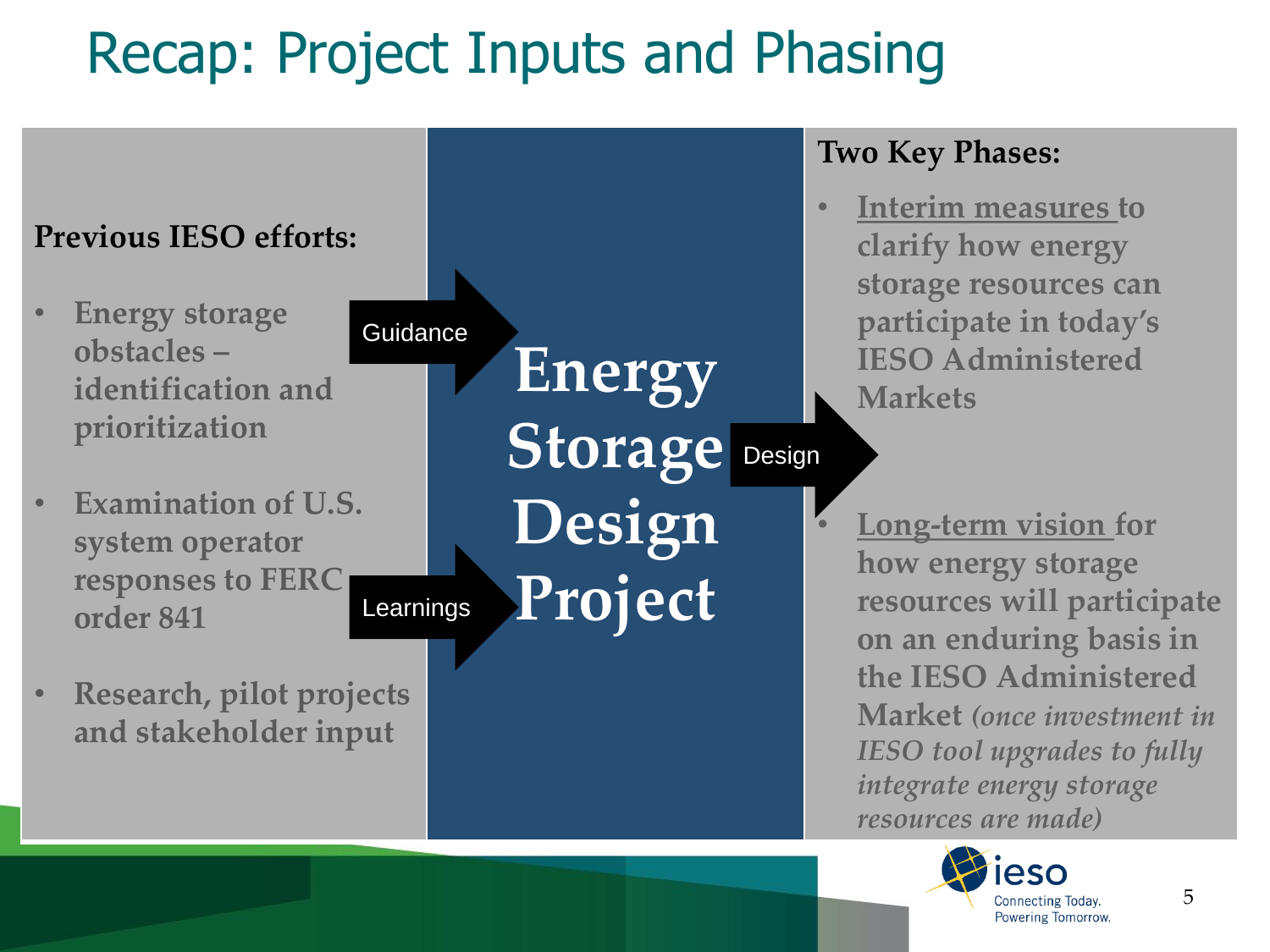# Recap: Project Inputs and Phasing

**Previous IESO efforts:**

- **Energy storage obstacles – identification and prioritization**
- **Examination of U.S. system operator responses to FERC order 841**
- **Research, pilot projects and stakeholder input**

Guidance

Learnings

**Energy Storage Design Project**

Design

**Two Key Phases:**

- **Interim measures to clarify how energy storage resources can participate in today's IESO Administered Markets**
- **Long-term vision for how energy storage resources will participate on an enduring basis in the IESO Administered Market** ***(once investment in IESO tool upgrades to fully integrate energy storage resources are made)***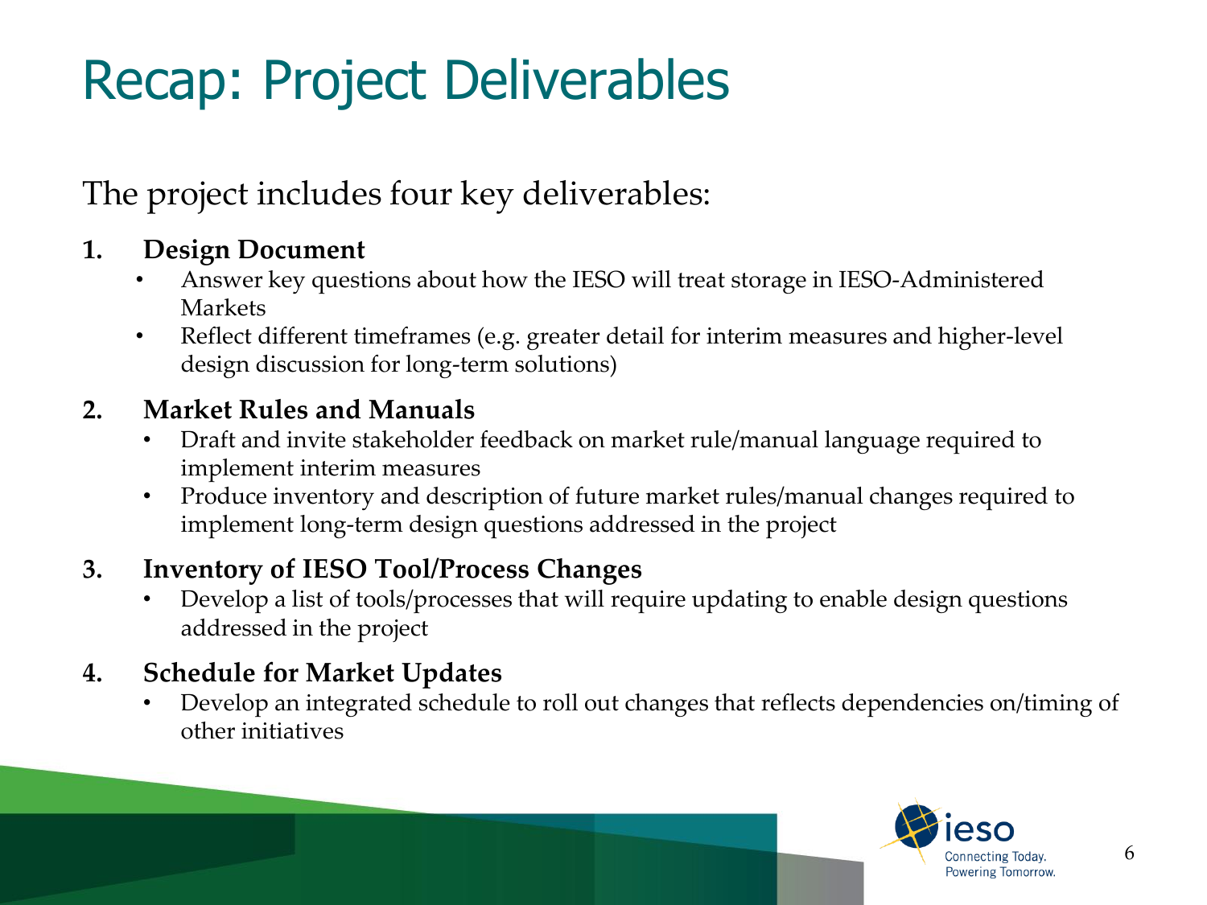# Recap: Project Deliverables

The project includes four key deliverables:

1. **Design Document**
   - Answer key questions about how the IESO will treat storage in IESO-Administered Markets
   - Reflect different timeframes (e.g. greater detail for interim measures and higher-level design discussion for long-term solutions)

2. **Market Rules and Manuals**
   - Draft and invite stakeholder feedback on market rule/manual language required to implement interim measures
   - Produce inventory and description of future market rules/manual changes required to implement long-term design questions addressed in the project

3. **Inventory of IESO Tool/Process Changes**
   - Develop a list of tools/processes that will require updating to enable design questions addressed in the project

4. **Schedule for Market Updates**
   - Develop an integrated schedule to roll out changes that reflects dependencies on/timing of other initiatives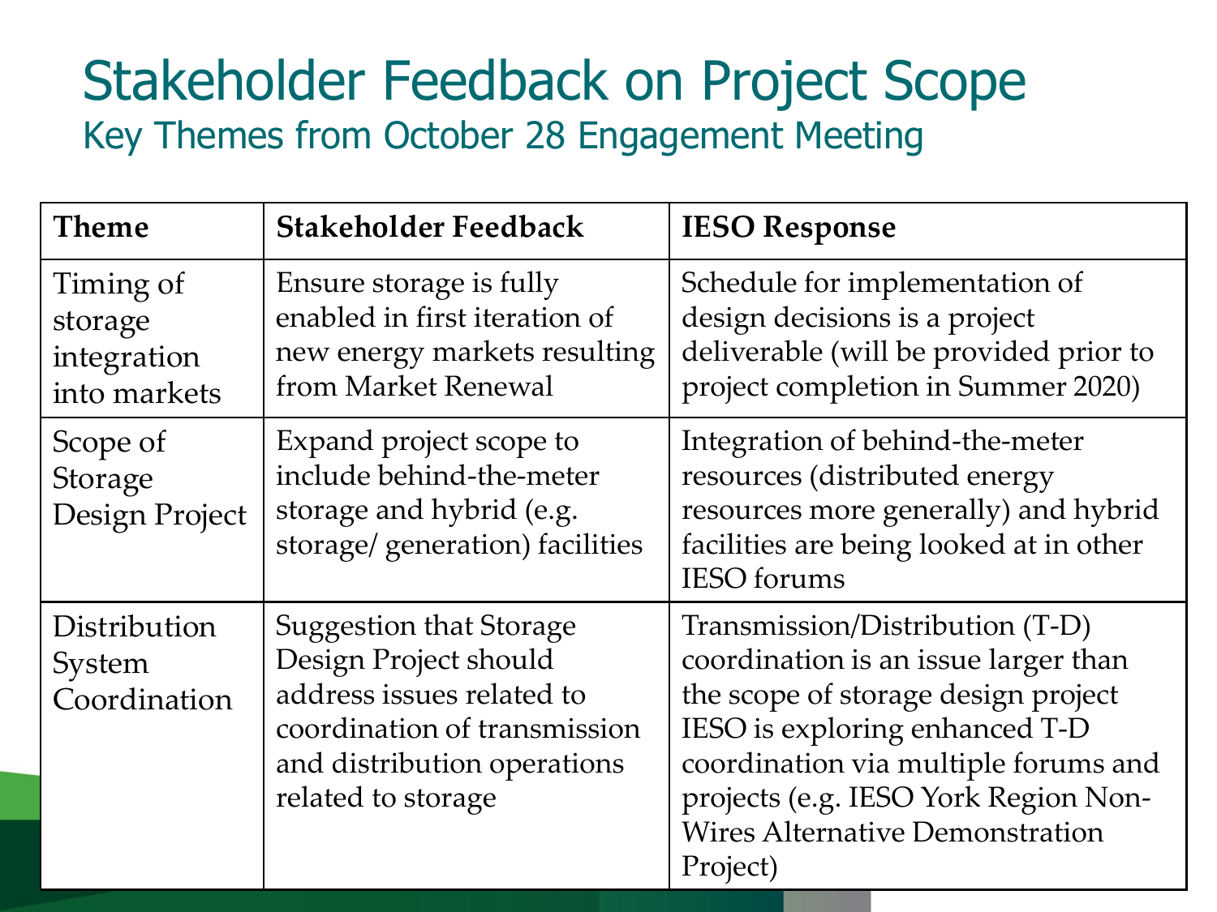# Stakeholder Feedback on Project Scope

## Key Themes from October 28 Engagement Meeting

| Theme | Stakeholder Feedback | IESO Response |
| --- | --- | --- |
| Timing of storage integration into markets | Ensure storage is fully enabled in first iteration of new energy markets resulting from Market Renewal | Schedule for implementation of design decisions is a project deliverable (will be provided prior to project completion in Summer 2020) |
| Scope of Storage Design Project | Expand project scope to include behind-the-meter storage and hybrid (e.g. storage/ generation) facilities | Integration of behind-the-meter resources (distributed energy resources more generally) and hybrid facilities are being looked at in other IESO forums |
| Distribution System Coordination | Suggestion that Storage Design Project should address issues related to coordination of transmission and distribution operations related to storage | Transmission/Distribution (T-D) coordination is an issue larger than the scope of storage design project IESO is exploring enhanced T-D coordination via multiple forums and projects (e.g. IESO York Region Non-Wires Alternative Demonstration Project) |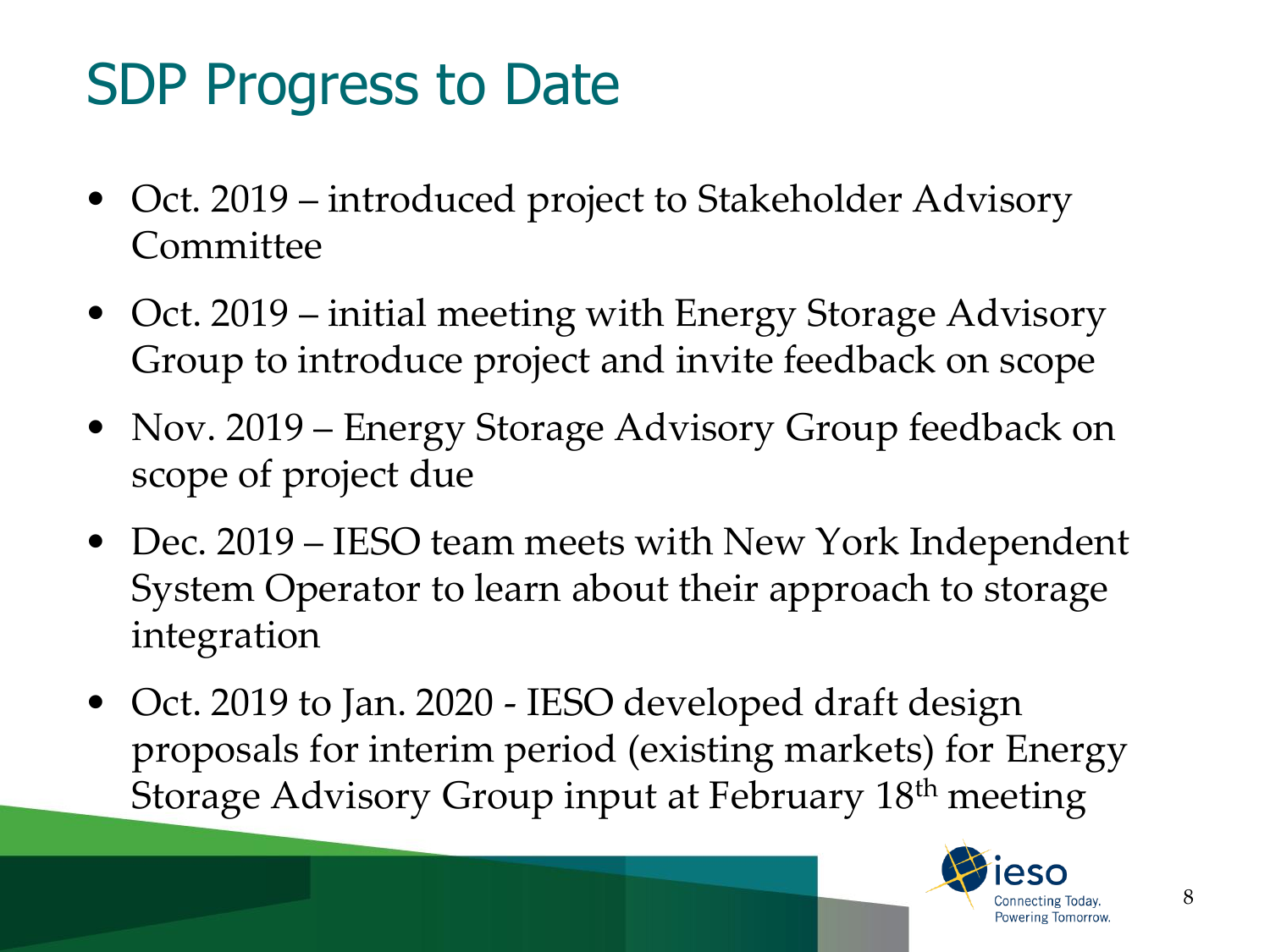# SDP Progress to Date

- Oct. 2019 – introduced project to Stakeholder Advisory Committee
- Oct. 2019 – initial meeting with Energy Storage Advisory Group to introduce project and invite feedback on scope
- Nov. 2019 – Energy Storage Advisory Group feedback on scope of project due
- Dec. 2019 – IESO team meets with New York Independent System Operator to learn about their approach to storage integration
- Oct. 2019 to Jan. 2020 - IESO developed draft design proposals for interim period (existing markets) for Energy Storage Advisory Group input at February 18th meeting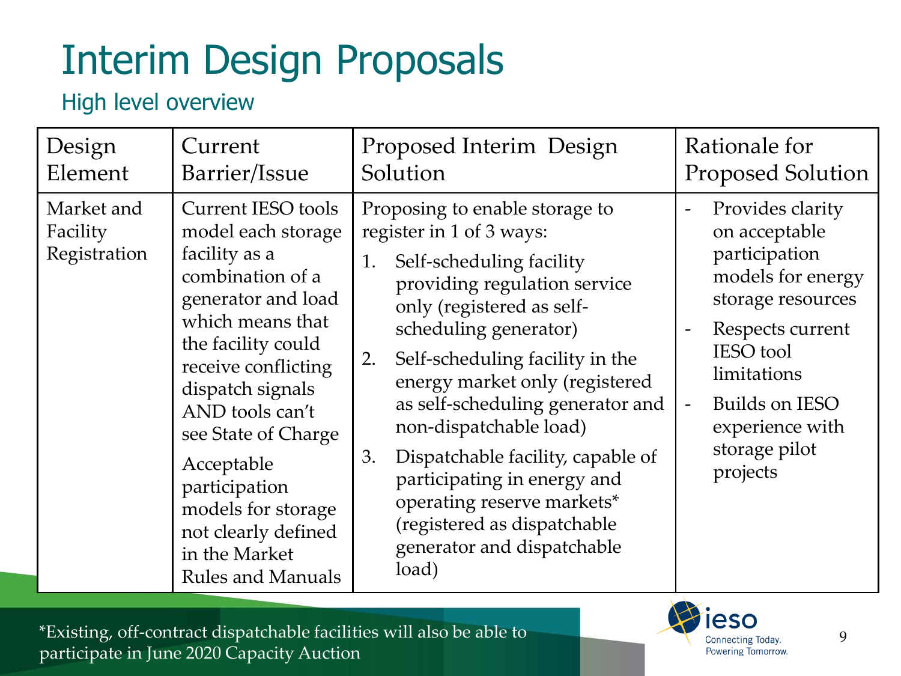# Interim Design Proposals

## High level overview

| Design Element | Current Barrier/Issue | Proposed Interim Design Solution | Rationale for Proposed Solution |
|---|---|---|---|
| Market and Facility Registration | Current IESO tools model each storage facility as a combination of a generator and load which means that the facility could receive conflicting dispatch signals AND tools can't see State of Charge<br><br>Acceptable participation models for storage not clearly defined in the Market Rules and Manuals | Proposing to enable storage to register in 1 of 3 ways:<br>1. Self-scheduling facility providing regulation service only (registered as self-scheduling generator)<br>2. Self-scheduling facility in the energy market only (registered as self-scheduling generator and non-dispatchable load)<br>3. Dispatchable facility, capable of participating in energy and operating reserve markets* (registered as dispatchable generator and dispatchable load) | - Provides clarity on acceptable participation models for energy storage resources<br>- Respects current IESO tool limitations<br>- Builds on IESO experience with storage pilot projects |

*Existing, off-contract dispatchable facilities will also be able to participate in June 2020 Capacity Auction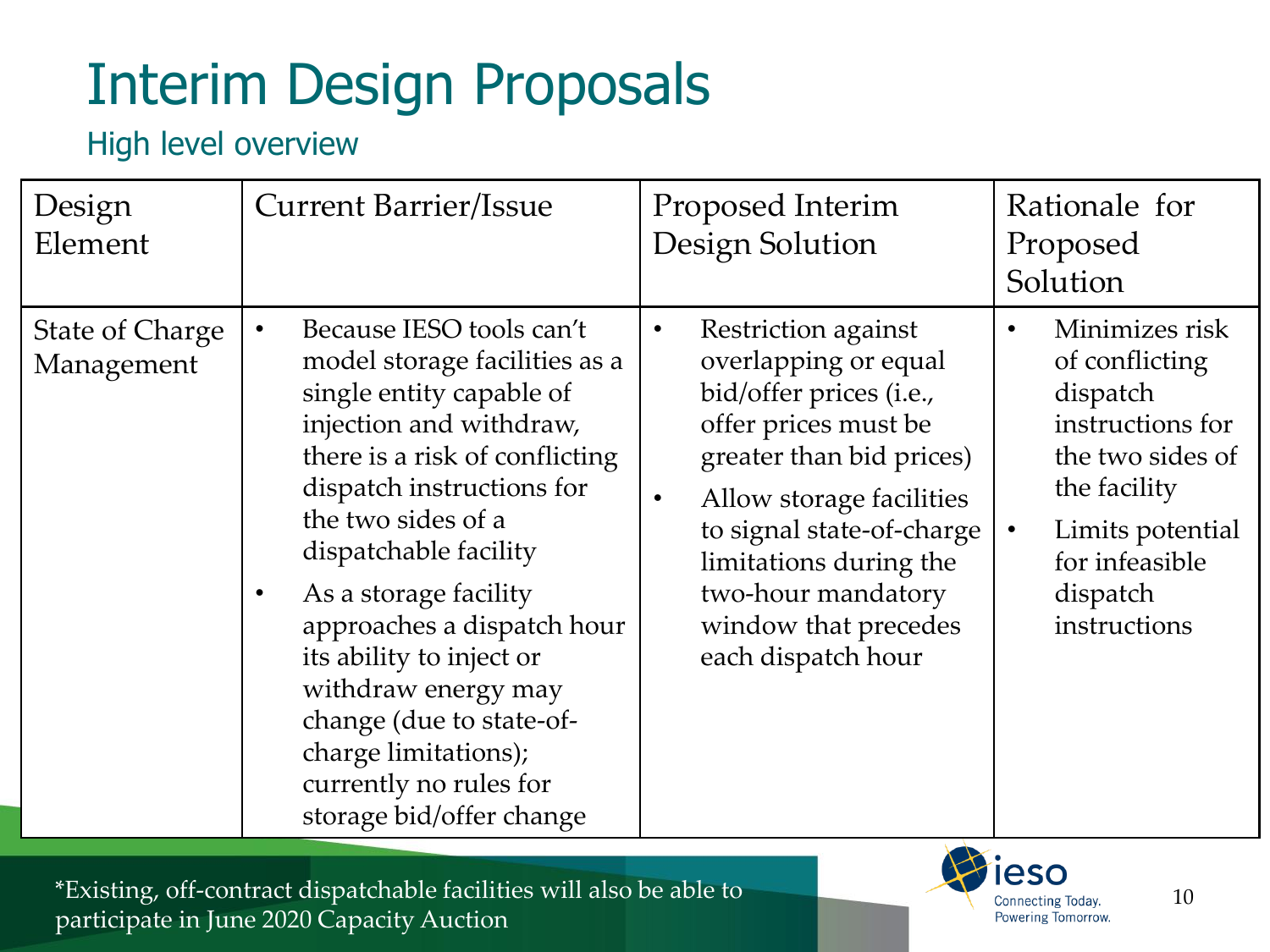# Interim Design Proposals

## High level overview

| Design Element | Current Barrier/Issue | Proposed Interim Design Solution | Rationale for Proposed Solution |
|---|---|---|---|
| State of Charge Management | • Because IESO tools can't model storage facilities as a single entity capable of injection and withdraw, there is a risk of conflicting dispatch instructions for the two sides of a dispatchable facility<br>• As a storage facility approaches a dispatch hour its ability to inject or withdraw energy may change (due to state-of-charge limitations); currently no rules for storage bid/offer change | • Restriction against overlapping or equal bid/offer prices (i.e., offer prices must be greater than bid prices)<br>• Allow storage facilities to signal state-of-charge limitations during the two-hour mandatory window that precedes each dispatch hour | • Minimizes risk of conflicting dispatch instructions for the two sides of the facility<br>• Limits potential for infeasible dispatch instructions |

*Existing, off-contract dispatchable facilities will also be able to participate in June 2020 Capacity Auction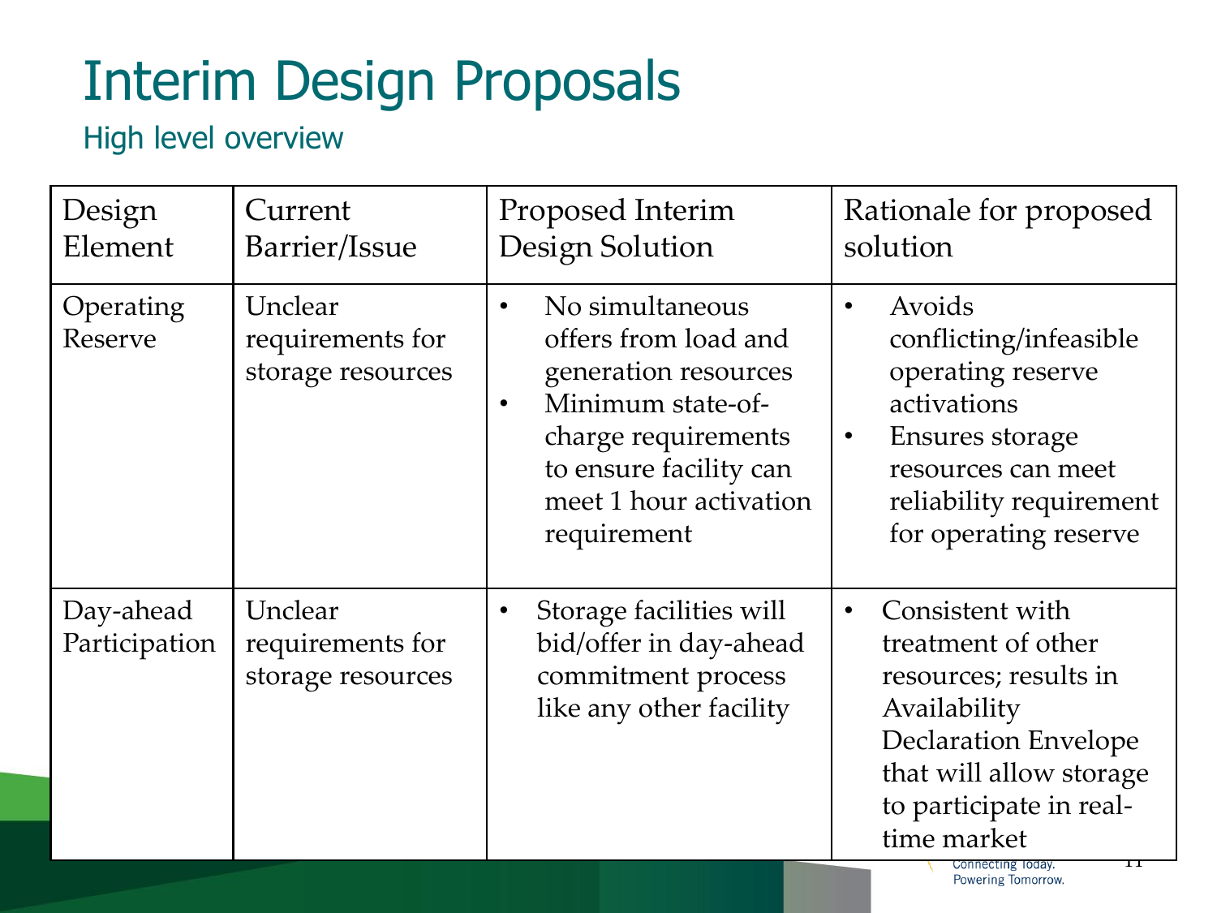# Interim Design Proposals

## High level overview

| Design Element | Current Barrier/Issue | Proposed Interim Design Solution | Rationale for proposed solution |
|---|---|---|---|
| Operating Reserve | Unclear requirements for storage resources | • No simultaneous offers from load and generation resources<br>• Minimum state-of-charge requirements to ensure facility can meet 1 hour activation requirement | • Avoids conflicting/infeasible operating reserve activations<br>• Ensures storage resources can meet reliability requirement for operating reserve |
| Day-ahead Participation | Unclear requirements for storage resources | • Storage facilities will bid/offer in day-ahead commitment process like any other facility | • Consistent with treatment of other resources; results in Availability Declaration Envelope that will allow storage to participate in real-time market |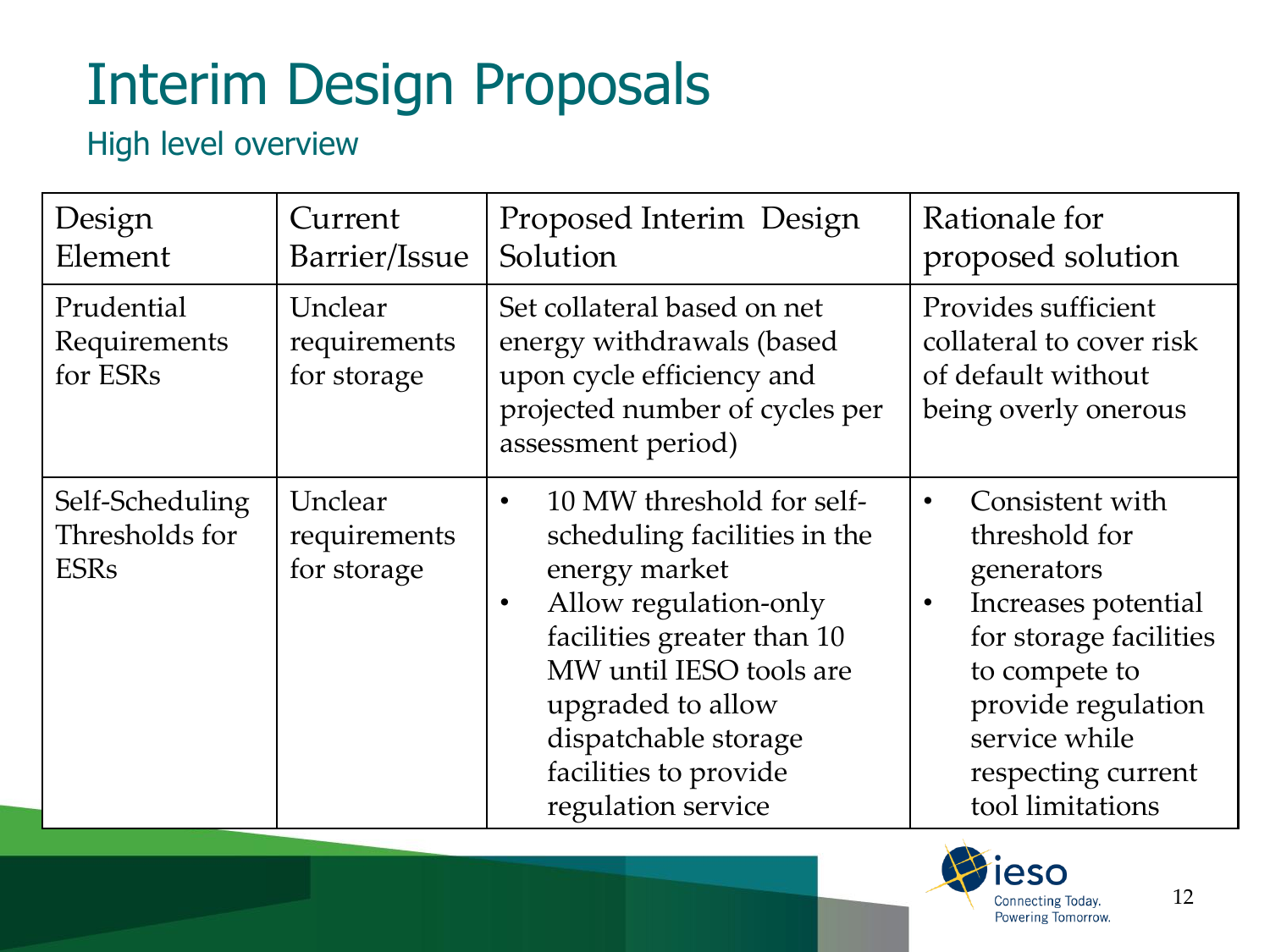# Interim Design Proposals

## High level overview

| Design Element | Current Barrier/Issue | Proposed Interim Design Solution | Rationale for proposed solution |
|---|---|---|---|
| Prudential Requirements for ESRs | Unclear requirements for storage | Set collateral based on net energy withdrawals (based upon cycle efficiency and projected number of cycles per assessment period) | Provides sufficient collateral to cover risk of default without being overly onerous |
| Self-Scheduling Thresholds for ESRs | Unclear requirements for storage | • 10 MW threshold for self-scheduling facilities in the energy market<br>• Allow regulation-only facilities greater than 10 MW until IESO tools are upgraded to allow dispatchable storage facilities to provide regulation service | • Consistent with threshold for generators<br>• Increases potential for storage facilities to compete to provide regulation service while respecting current tool limitations |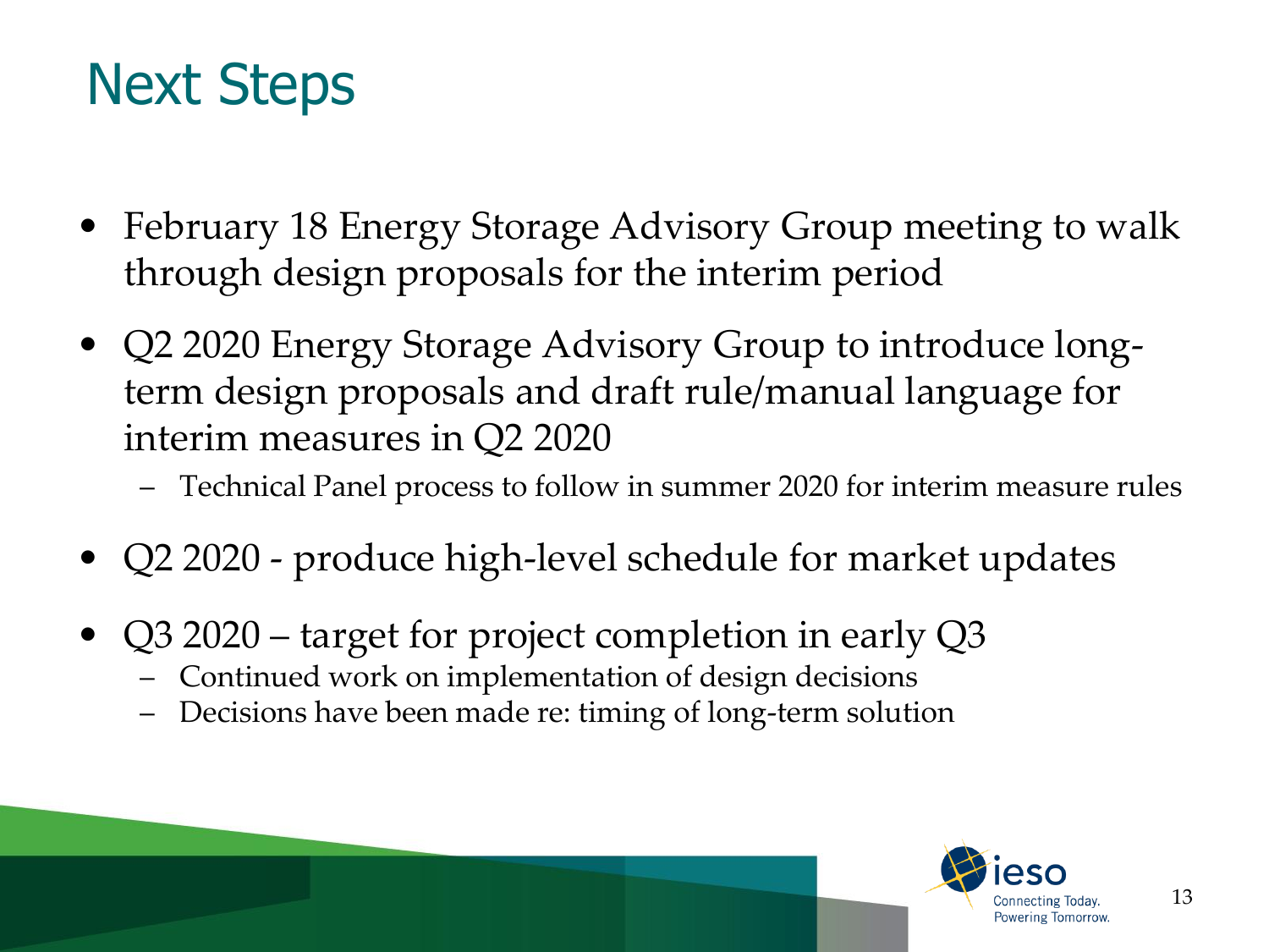# Next Steps

- February 18 Energy Storage Advisory Group meeting to walk through design proposals for the interim period
- Q2 2020 Energy Storage Advisory Group to introduce long-term design proposals and draft rule/manual language for interim measures in Q2 2020
  - Technical Panel process to follow in summer 2020 for interim measure rules
- Q2 2020 - produce high-level schedule for market updates
- Q3 2020 – target for project completion in early Q3
  - Continued work on implementation of design decisions
  - Decisions have been made re: timing of long-term solution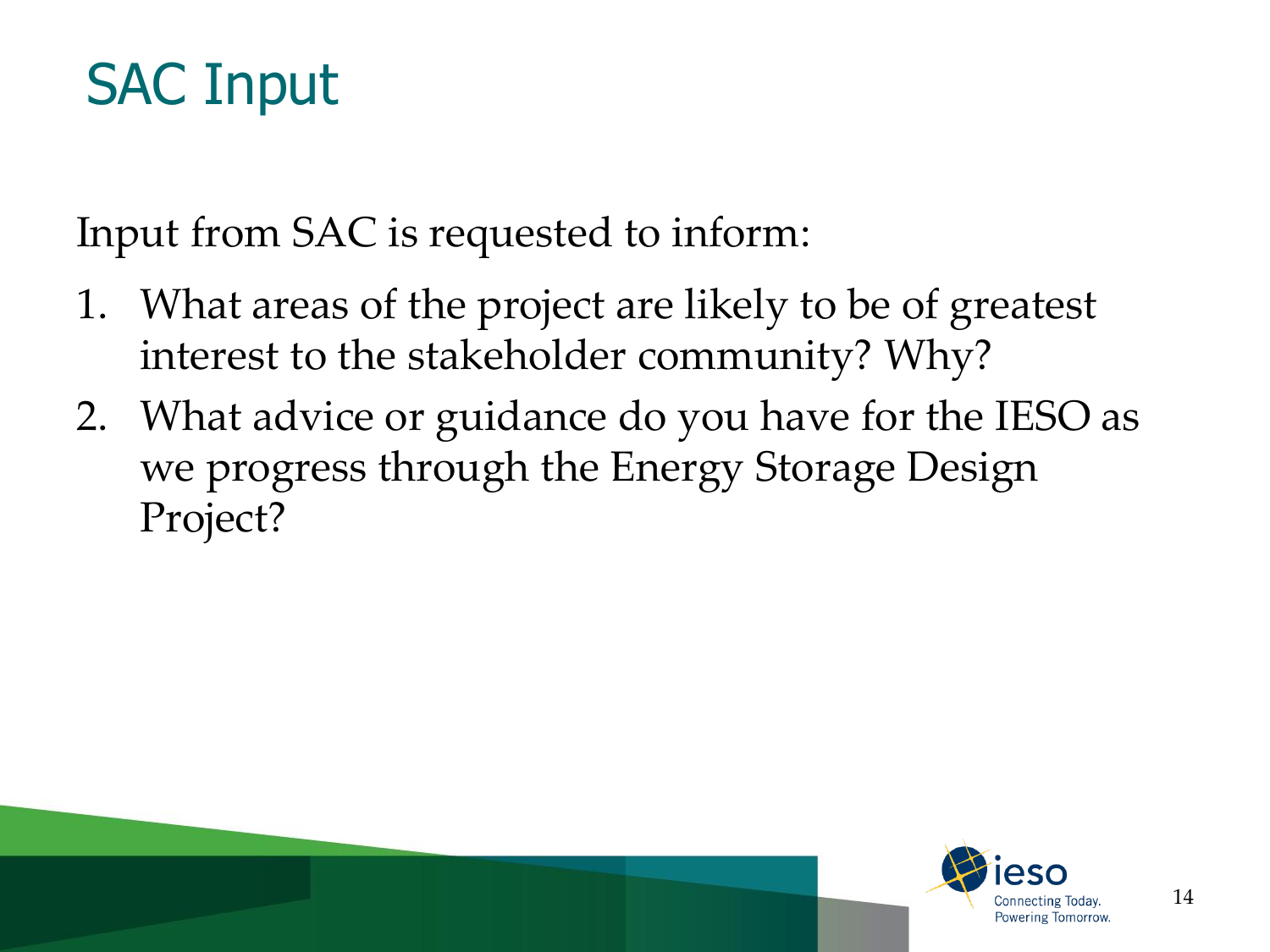# SAC Input

Input from SAC is requested to inform:

1. What areas of the project are likely to be of greatest interest to the stakeholder community? Why?
2. What advice or guidance do you have for the IESO as we progress through the Energy Storage Design Project?